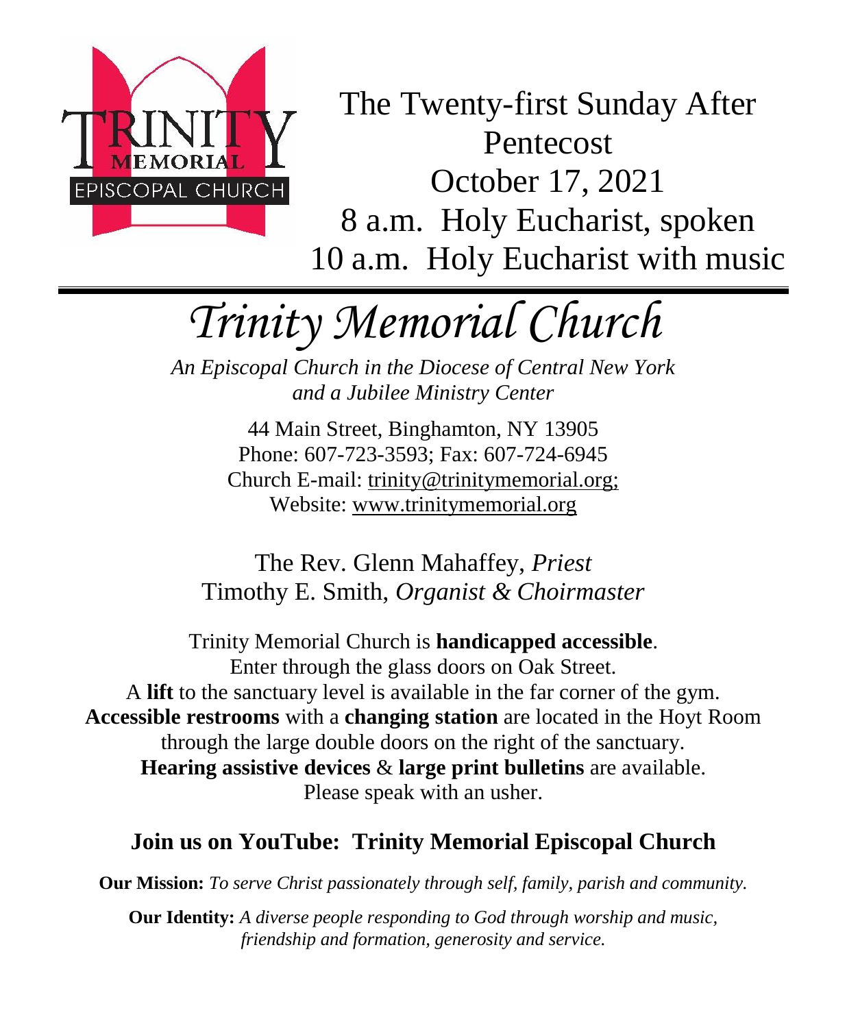TRINITY MEMORIAL EPISCOPAL CHURCH

The Twenty-first Sunday After Pentecost
October 17, 2021
8 a.m. Holy Eucharist, spoken
10 a.m. Holy Eucharist with music

---

# *Trinity Memorial Church*

*An Episcopal Church in the Diocese of Central New York and a Jubilee Ministry Center*

44 Main Street, Binghamton, NY 13905
Phone: 607-723-3593; Fax: 607-724-6945
Church E-mail: trinity@trinitymemorial.org;
Website: www.trinitymemorial.org

The Rev. Glenn Mahaffey, *Priest*
Timothy E. Smith, *Organist & Choirmaster*

Trinity Memorial Church is **handicapped accessible**.
Enter through the glass doors on Oak Street.
A **lift** to the sanctuary level is available in the far corner of the gym.
**Accessible restrooms** with a **changing station** are located in the Hoyt Room through the large double doors on the right of the sanctuary.
**Hearing assistive devices** & **large print bulletins** are available.
Please speak with an usher.

## Join us on YouTube: Trinity Memorial Episcopal Church

**Our Mission:** *To serve Christ passionately through self, family, parish and community.*

**Our Identity:** *A diverse people responding to God through worship and music, friendship and formation, generosity and service.*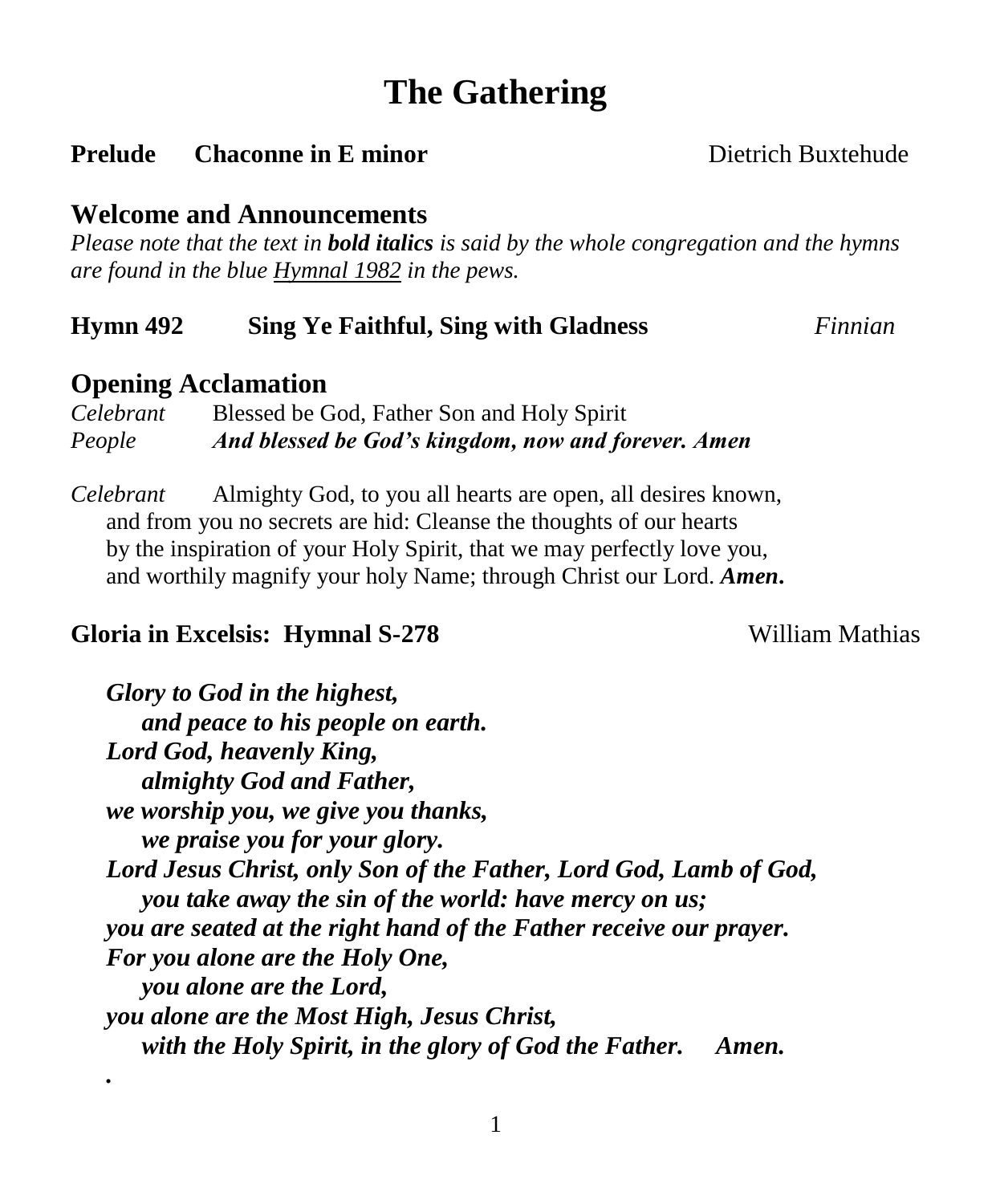# The Gathering

**Prelude Chaconne in E minor** Dietrich Buxtehude

## Welcome and Announcements

*Please note that the text in **bold italics** is said by the whole congregation and the hymns are found in the blue Hymnal 1982 in the pews.*

**Hymn 492 Sing Ye Faithful, Sing with Gladness** *Finnian*

## Opening Acclamation

*Celebrant* Blessed be God, Father Son and Holy Spirit
*People* ***And blessed be God's kingdom, now and forever. Amen***

*Celebrant* Almighty God, to you all hearts are open, all desires known, and from you no secrets are hid: Cleanse the thoughts of our hearts by the inspiration of your Holy Spirit, that we may perfectly love you, and worthily magnify your holy Name; through Christ our Lord. ***Amen.***

**Gloria in Excelsis: Hymnal S-278** William Mathias

***Glory to God in the highest,***
***and peace to his people on earth.***
***Lord God, heavenly King,***
***almighty God and Father,***
***we worship you, we give you thanks,***
***we praise you for your glory.***
***Lord Jesus Christ, only Son of the Father, Lord God, Lamb of God,***
***you take away the sin of the world: have mercy on us;***
***you are seated at the right hand of the Father receive our prayer.***
***For you alone are the Holy One,***
***you alone are the Lord,***
***you alone are the Most High, Jesus Christ,***
***with the Holy Spirit, in the glory of God the Father. Amen.***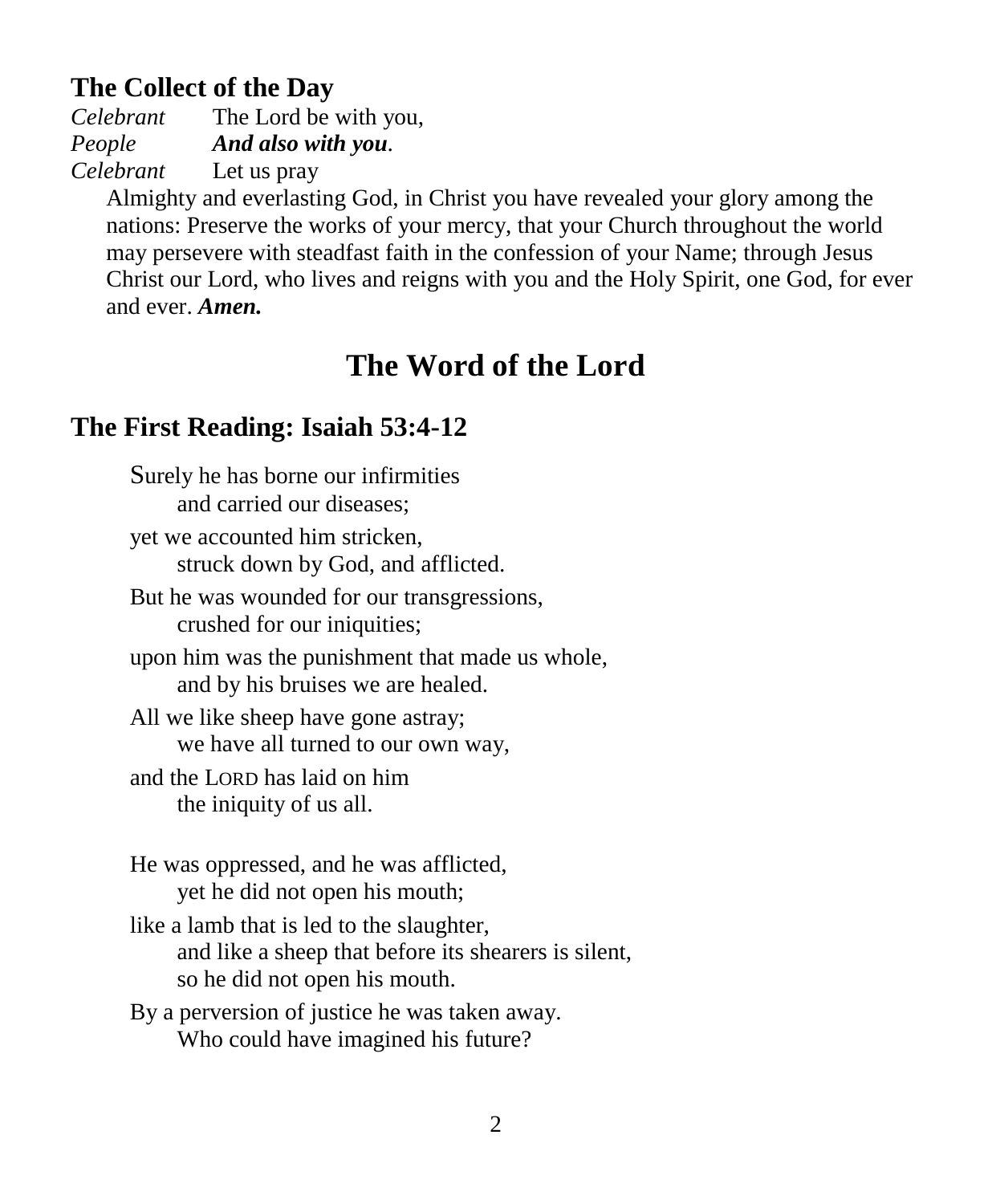## The Collect of the Day

*Celebrant* The Lord be with you,
*People* ***And also with you**.*
*Celebrant* Let us pray

Almighty and everlasting God, in Christ you have revealed your glory among the nations: Preserve the works of your mercy, that your Church throughout the world may persevere with steadfast faith in the confession of your Name; through Jesus Christ our Lord, who lives and reigns with you and the Holy Spirit, one God, for ever and ever. ***Amen.***

# The Word of the Lord

## The First Reading: Isaiah 53:4-12

Surely he has borne our infirmities
    and carried our diseases;
yet we accounted him stricken,
    struck down by God, and afflicted.
But he was wounded for our transgressions,
    crushed for our iniquities;
upon him was the punishment that made us whole,
    and by his bruises we are healed.
All we like sheep have gone astray;
    we have all turned to our own way,
and the LORD has laid on him
    the iniquity of us all.

He was oppressed, and he was afflicted,
    yet he did not open his mouth;
like a lamb that is led to the slaughter,
    and like a sheep that before its shearers is silent,
    so he did not open his mouth.
By a perversion of justice he was taken away.
    Who could have imagined his future?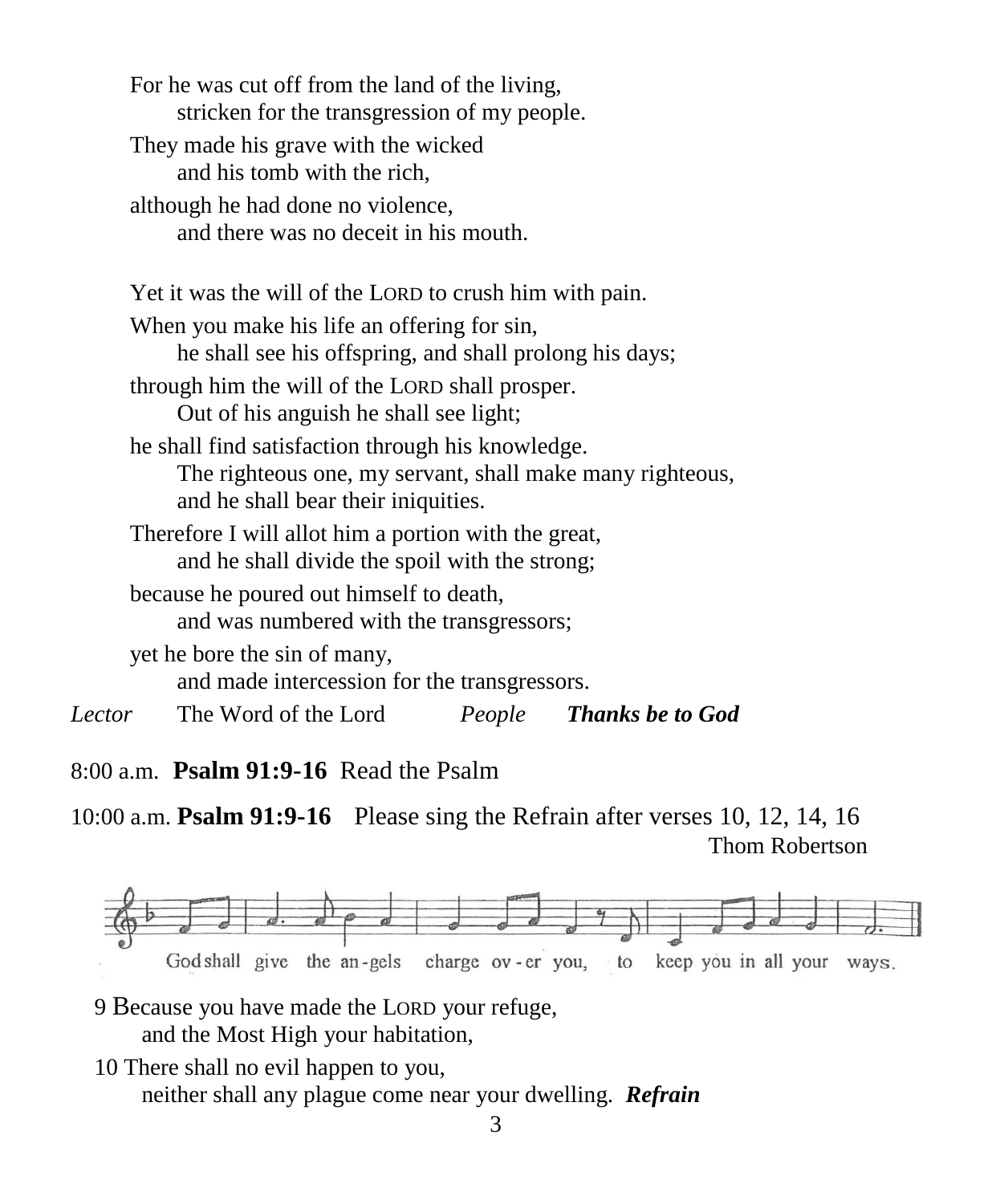For he was cut off from the land of the living,
    stricken for the transgression of my people.

They made his grave with the wicked
    and his tomb with the rich,

although he had done no violence,
    and there was no deceit in his mouth.

Yet it was the will of the LORD to crush him with pain.

When you make his life an offering for sin,
    he shall see his offspring, and shall prolong his days;

through him the will of the LORD shall prosper.
    Out of his anguish he shall see light;

he shall find satisfaction through his knowledge.
    The righteous one, my servant, shall make many righteous,
    and he shall bear their iniquities.

Therefore I will allot him a portion with the great,
    and he shall divide the spoil with the strong;

because he poured out himself to death,
    and was numbered with the transgressors;

yet he bore the sin of many,
    and made intercession for the transgressors.

*Lector* The Word of the Lord *People* ***Thanks be to God***

8:00 a.m. **Psalm 91:9-16** Read the Psalm

10:00 a.m. **Psalm 91:9-16** Please sing the Refrain after verses 10, 12, 14, 16

Thom Robertson

God shall give the an-gels charge ov-er you, to keep you in all your ways.

9 Because you have made the LORD your refuge,
    and the Most High your habitation,

10 There shall no evil happen to you,
    neither shall any plague come near your dwelling. ***Refrain***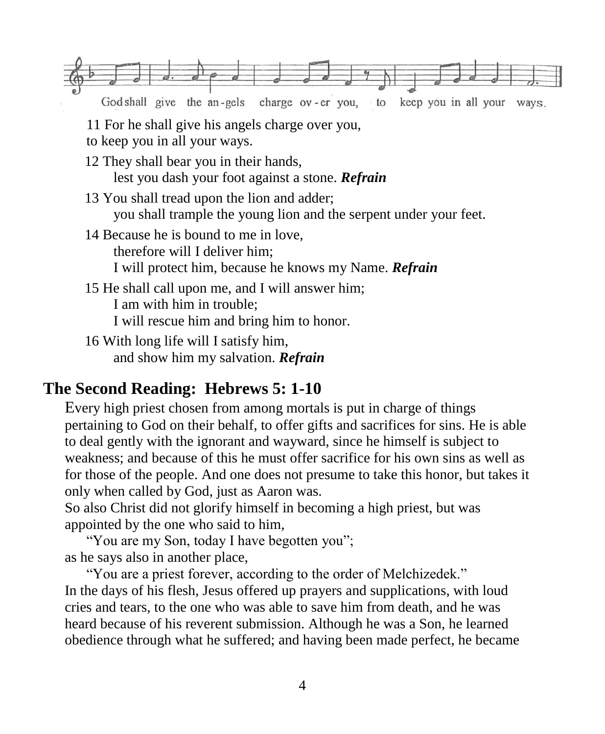God shall give the an-gels charge ov-er you, to keep you in all your ways.

11 For he shall give his angels charge over you,
to keep you in all your ways.

12 They shall bear you in their hands,
lest you dash your foot against a stone. ***Refrain***

13 You shall tread upon the lion and adder;
you shall trample the young lion and the serpent under your feet.

14 Because he is bound to me in love,
therefore will I deliver him;
I will protect him, because he knows my Name. ***Refrain***

15 He shall call upon me, and I will answer him;
I am with him in trouble;
I will rescue him and bring him to honor.

16 With long life will I satisfy him,
and show him my salvation. ***Refrain***

## The Second Reading: Hebrews 5: 1-10

Every high priest chosen from among mortals is put in charge of things pertaining to God on their behalf, to offer gifts and sacrifices for sins. He is able to deal gently with the ignorant and wayward, since he himself is subject to weakness; and because of this he must offer sacrifice for his own sins as well as for those of the people. And one does not presume to take this honor, but takes it only when called by God, just as Aaron was.
So also Christ did not glorify himself in becoming a high priest, but was appointed by the one who said to him,

"You are my Son, today I have begotten you";

as he says also in another place,

"You are a priest forever, according to the order of Melchizedek."

In the days of his flesh, Jesus offered up prayers and supplications, with loud cries and tears, to the one who was able to save him from death, and he was heard because of his reverent submission. Although he was a Son, he learned obedience through what he suffered; and having been made perfect, he became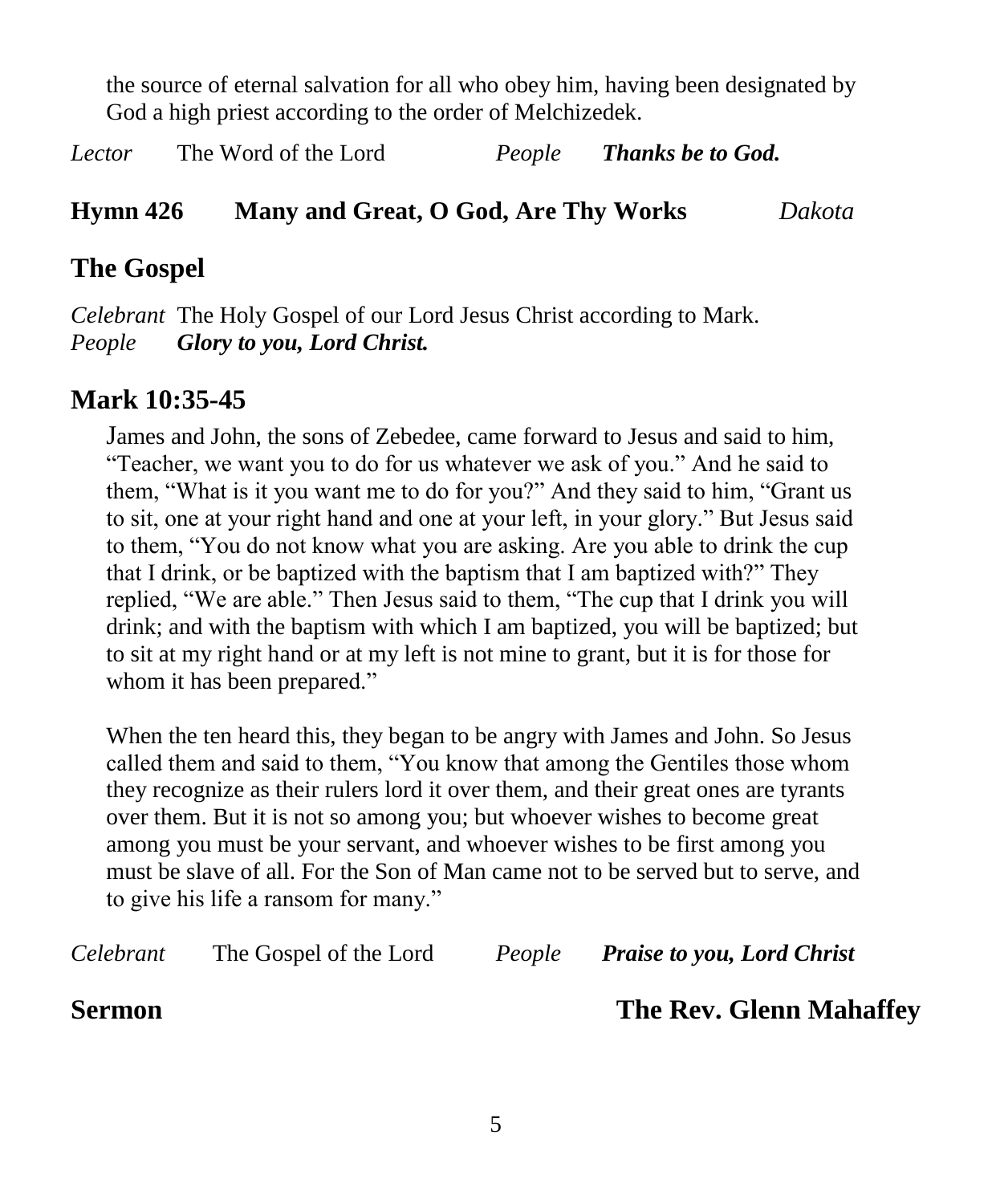the source of eternal salvation for all who obey him, having been designated by God a high priest according to the order of Melchizedek.

*Lector* The Word of the Lord *People* ***Thanks be to God.***

**Hymn 426 Many and Great, O God, Are Thy Works** *Dakota*

## The Gospel

*Celebrant* The Holy Gospel of our Lord Jesus Christ according to Mark.
*People* ***Glory to you, Lord Christ.***

## Mark 10:35-45

James and John, the sons of Zebedee, came forward to Jesus and said to him, "Teacher, we want you to do for us whatever we ask of you." And he said to them, "What is it you want me to do for you?" And they said to him, "Grant us to sit, one at your right hand and one at your left, in your glory." But Jesus said to them, "You do not know what you are asking. Are you able to drink the cup that I drink, or be baptized with the baptism that I am baptized with?" They replied, "We are able." Then Jesus said to them, "The cup that I drink you will drink; and with the baptism with which I am baptized, you will be baptized; but to sit at my right hand or at my left is not mine to grant, but it is for those for whom it has been prepared."

When the ten heard this, they began to be angry with James and John. So Jesus called them and said to them, "You know that among the Gentiles those whom they recognize as their rulers lord it over them, and their great ones are tyrants over them. But it is not so among you; but whoever wishes to become great among you must be your servant, and whoever wishes to be first among you must be slave of all. For the Son of Man came not to be served but to serve, and to give his life a ransom for many."

*Celebrant* The Gospel of the Lord *People* ***Praise to you, Lord Christ***

**Sermon** **The Rev. Glenn Mahaffey**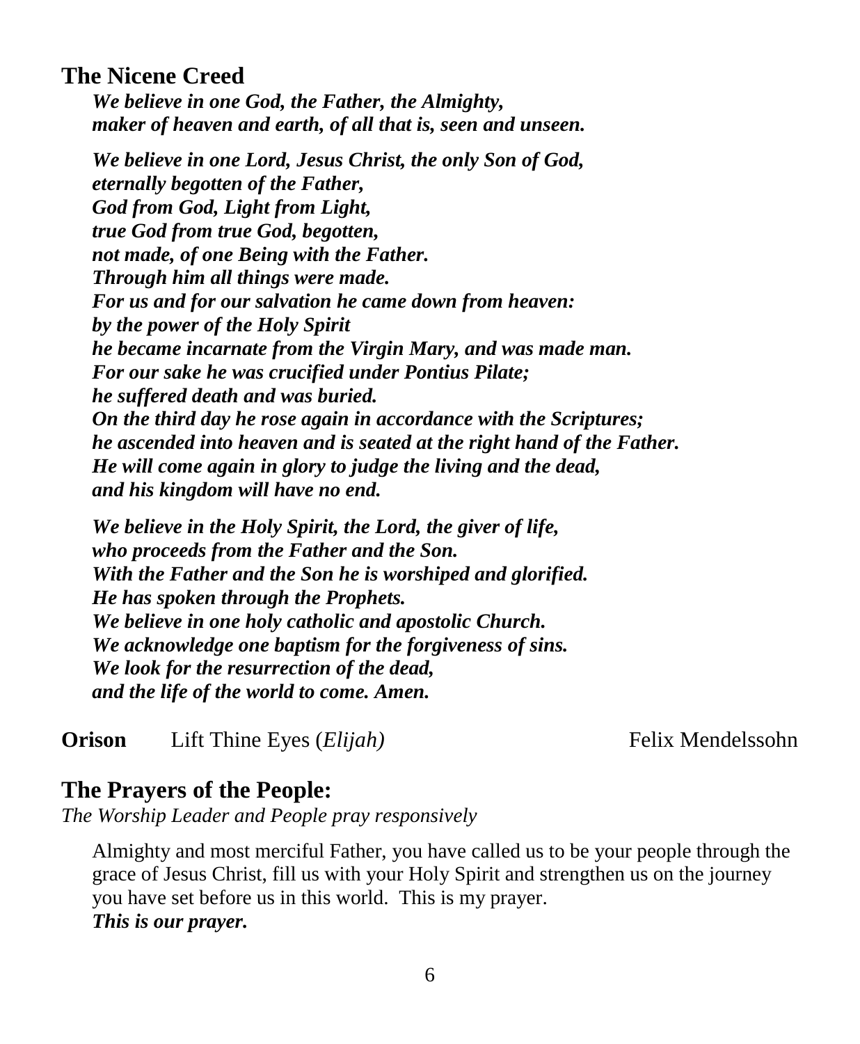## The Nicene Creed

***We believe in one God, the Father, the Almighty,***
***maker of heaven and earth, of all that is, seen and unseen.***

***We believe in one Lord, Jesus Christ, the only Son of God,***
***eternally begotten of the Father,***
***God from God, Light from Light,***
***true God from true God, begotten,***
***not made, of one Being with the Father.***
***Through him all things were made.***
***For us and for our salvation he came down from heaven:***
***by the power of the Holy Spirit***
***he became incarnate from the Virgin Mary, and was made man.***
***For our sake he was crucified under Pontius Pilate;***
***he suffered death and was buried.***
***On the third day he rose again in accordance with the Scriptures;***
***he ascended into heaven and is seated at the right hand of the Father.***
***He will come again in glory to judge the living and the dead,***
***and his kingdom will have no end.***

***We believe in the Holy Spirit, the Lord, the giver of life,***
***who proceeds from the Father and the Son.***
***With the Father and the Son he is worshiped and glorified.***
***He has spoken through the Prophets.***
***We believe in one holy catholic and apostolic Church.***
***We acknowledge one baptism for the forgiveness of sins.***
***We look for the resurrection of the dead,***
***and the life of the world to come. Amen.***

**Orison** Lift Thine Eyes (*Elijah)* Felix Mendelssohn

## The Prayers of the People:

*The Worship Leader and People pray responsively*

Almighty and most merciful Father, you have called us to be your people through the grace of Jesus Christ, fill us with your Holy Spirit and strengthen us on the journey you have set before us in this world. This is my prayer.
***This is our prayer.***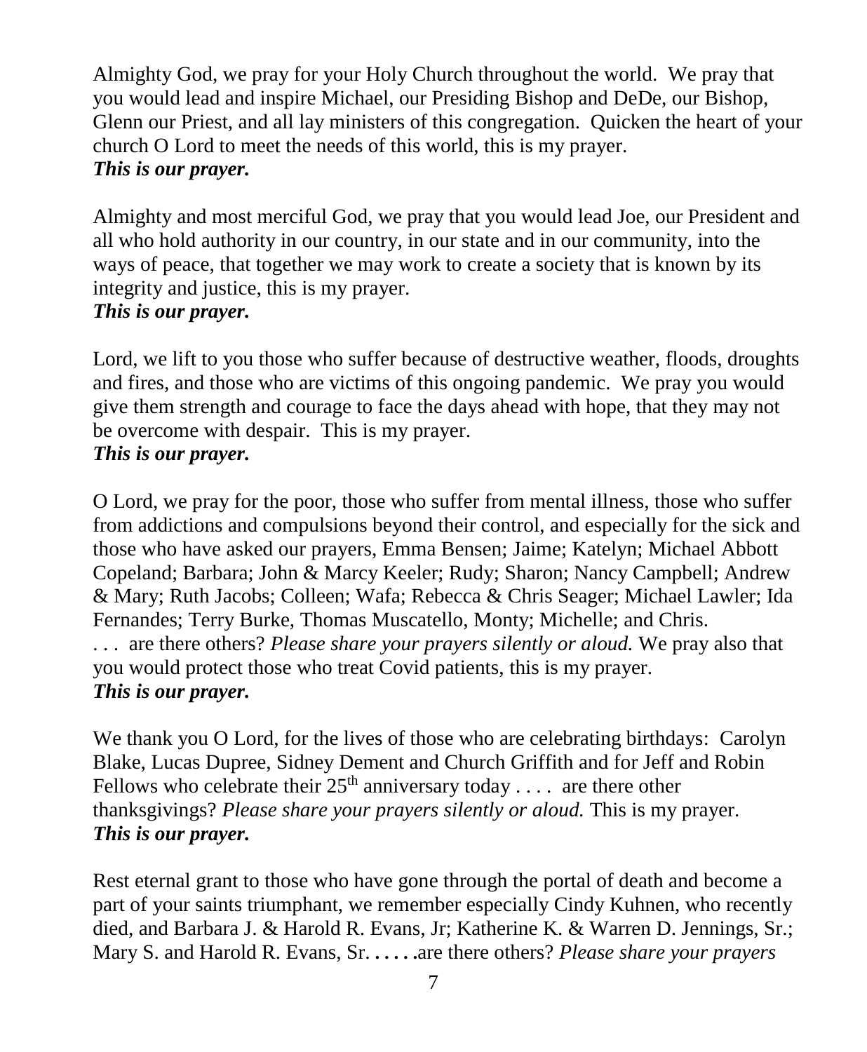Almighty God, we pray for your Holy Church throughout the world. We pray that you would lead and inspire Michael, our Presiding Bishop and DeDe, our Bishop, Glenn our Priest, and all lay ministers of this congregation. Quicken the heart of your church O Lord to meet the needs of this world, this is my prayer.
***This is our prayer.***

Almighty and most merciful God, we pray that you would lead Joe, our President and all who hold authority in our country, in our state and in our community, into the ways of peace, that together we may work to create a society that is known by its integrity and justice, this is my prayer.
***This is our prayer.***

Lord, we lift to you those who suffer because of destructive weather, floods, droughts and fires, and those who are victims of this ongoing pandemic. We pray you would give them strength and courage to face the days ahead with hope, that they may not be overcome with despair. This is my prayer.
***This is our prayer.***

O Lord, we pray for the poor, those who suffer from mental illness, those who suffer from addictions and compulsions beyond their control, and especially for the sick and those who have asked our prayers, Emma Bensen; Jaime; Katelyn; Michael Abbott Copeland; Barbara; John & Marcy Keeler; Rudy; Sharon; Nancy Campbell; Andrew & Mary; Ruth Jacobs; Colleen; Wafa; Rebecca & Chris Seager; Michael Lawler; Ida Fernandes; Terry Burke, Thomas Muscatello, Monty; Michelle; and Chris. . . . are there others? *Please share your prayers silently or aloud.* We pray also that you would protect those who treat Covid patients, this is my prayer.
***This is our prayer.***

We thank you O Lord, for the lives of those who are celebrating birthdays: Carolyn Blake, Lucas Dupree, Sidney Dement and Church Griffith and for Jeff and Robin Fellows who celebrate their 25th anniversary today . . . . are there other thanksgivings? *Please share your prayers silently or aloud.* This is my prayer.
***This is our prayer.***

Rest eternal grant to those who have gone through the portal of death and become a part of your saints triumphant, we remember especially Cindy Kuhnen, who recently died, and Barbara J. & Harold R. Evans, Jr; Katherine K. & Warren D. Jennings, Sr.; Mary S. and Harold R. Evans, Sr. **. . . . .**are there others? *Please share your prayers*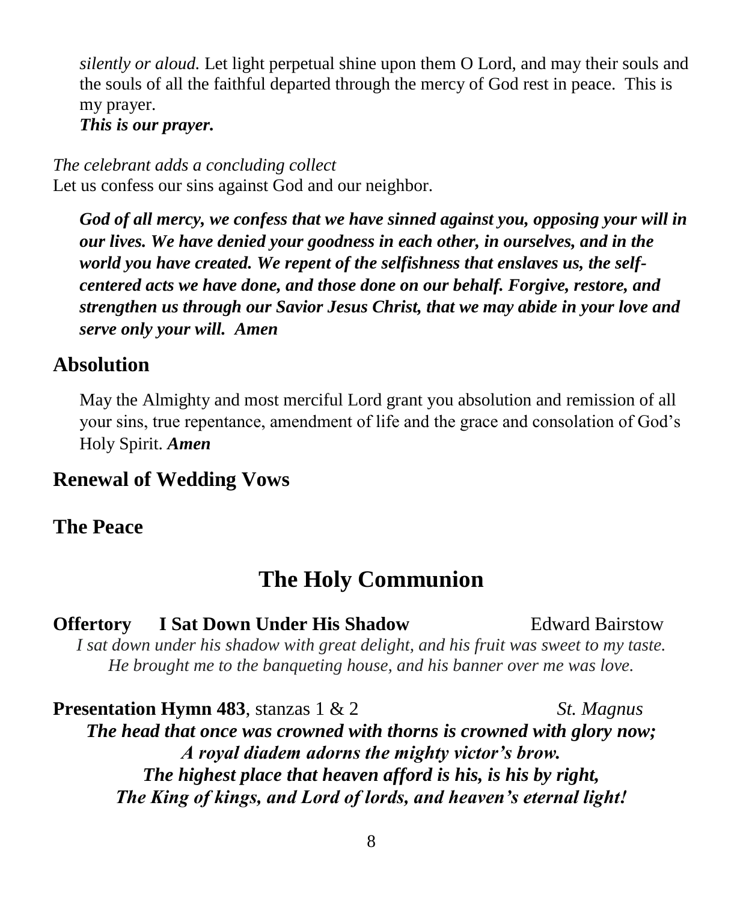*silently or aloud.* Let light perpetual shine upon them O Lord, and may their souls and the souls of all the faithful departed through the mercy of God rest in peace. This is my prayer.
***This is our prayer.***

*The celebrant adds a concluding collect*
Let us confess our sins against God and our neighbor.

***God of all mercy, we confess that we have sinned against you, opposing your will in our lives. We have denied your goodness in each other, in ourselves, and in the world you have created. We repent of the selfishness that enslaves us, the self-centered acts we have done, and those done on our behalf. Forgive, restore, and strengthen us through our Savior Jesus Christ, that we may abide in your love and serve only your will. Amen***

## Absolution

May the Almighty and most merciful Lord grant you absolution and remission of all your sins, true repentance, amendment of life and the grace and consolation of God's Holy Spirit. ***Amen***

## Renewal of Wedding Vows

## The Peace

# The Holy Communion

**Offertory I Sat Down Under His Shadow** Edward Bairstow

*I sat down under his shadow with great delight, and his fruit was sweet to my taste.*
*He brought me to the banqueting house, and his banner over me was love.*

**Presentation Hymn 483**, stanzas 1 & 2 *St. Magnus*

***The head that once was crowned with thorns is crowned with glory now;***
***A royal diadem adorns the mighty victor's brow.***
***The highest place that heaven afford is his, is his by right,***
***The King of kings, and Lord of lords, and heaven's eternal light!***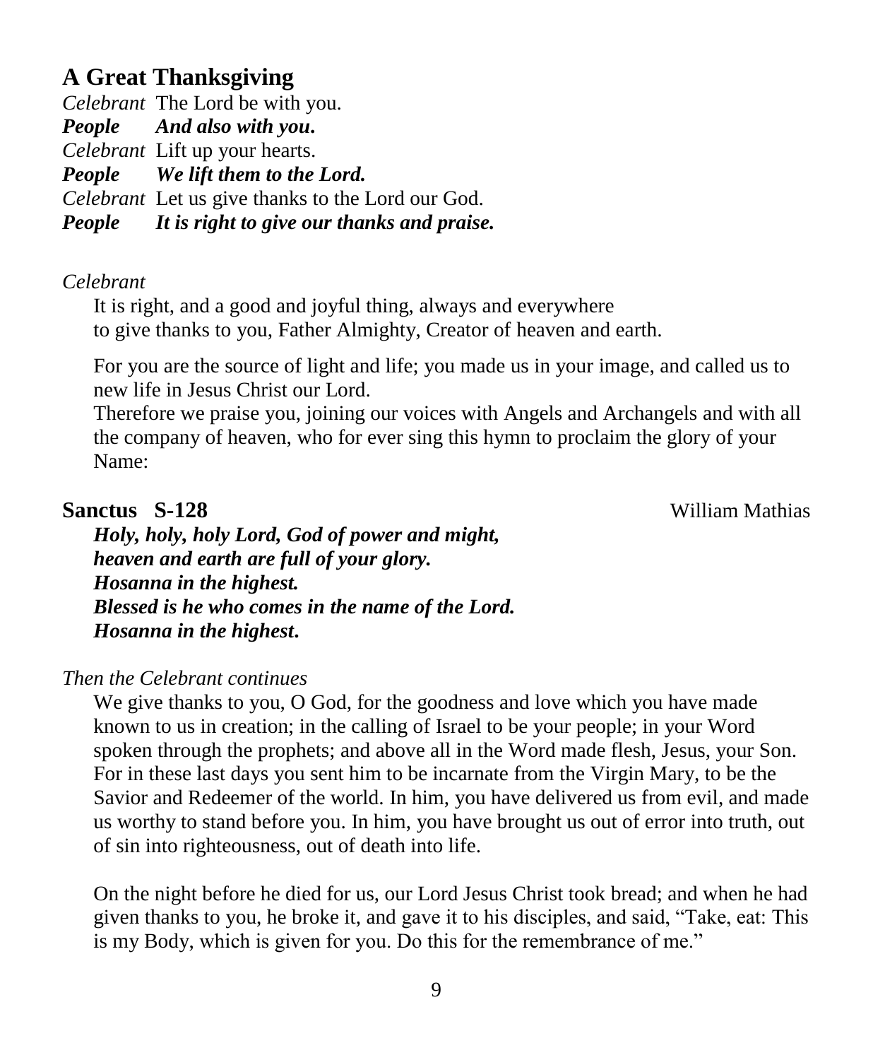## A Great Thanksgiving

*Celebrant* The Lord be with you.
***People*** ***And also with you.***
*Celebrant* Lift up your hearts.
***People*** ***We lift them to the Lord.***
*Celebrant* Let us give thanks to the Lord our God.
***People*** ***It is right to give our thanks and praise.***

*Celebrant*

It is right, and a good and joyful thing, always and everywhere
to give thanks to you, Father Almighty, Creator of heaven and earth.

For you are the source of light and life; you made us in your image, and called us to new life in Jesus Christ our Lord.
Therefore we praise you, joining our voices with Angels and Archangels and with all the company of heaven, who for ever sing this hymn to proclaim the glory of your Name:

**Sanctus S-128** William Mathias

***Holy, holy, holy Lord, God of power and might,***
***heaven and earth are full of your glory.***
***Hosanna in the highest.***
***Blessed is he who comes in the name of the Lord.***
***Hosanna in the highest.***

*Then the Celebrant continues*

We give thanks to you, O God, for the goodness and love which you have made known to us in creation; in the calling of Israel to be your people; in your Word spoken through the prophets; and above all in the Word made flesh, Jesus, your Son. For in these last days you sent him to be incarnate from the Virgin Mary, to be the Savior and Redeemer of the world. In him, you have delivered us from evil, and made us worthy to stand before you. In him, you have brought us out of error into truth, out of sin into righteousness, out of death into life.

On the night before he died for us, our Lord Jesus Christ took bread; and when he had given thanks to you, he broke it, and gave it to his disciples, and said, "Take, eat: This is my Body, which is given for you. Do this for the remembrance of me."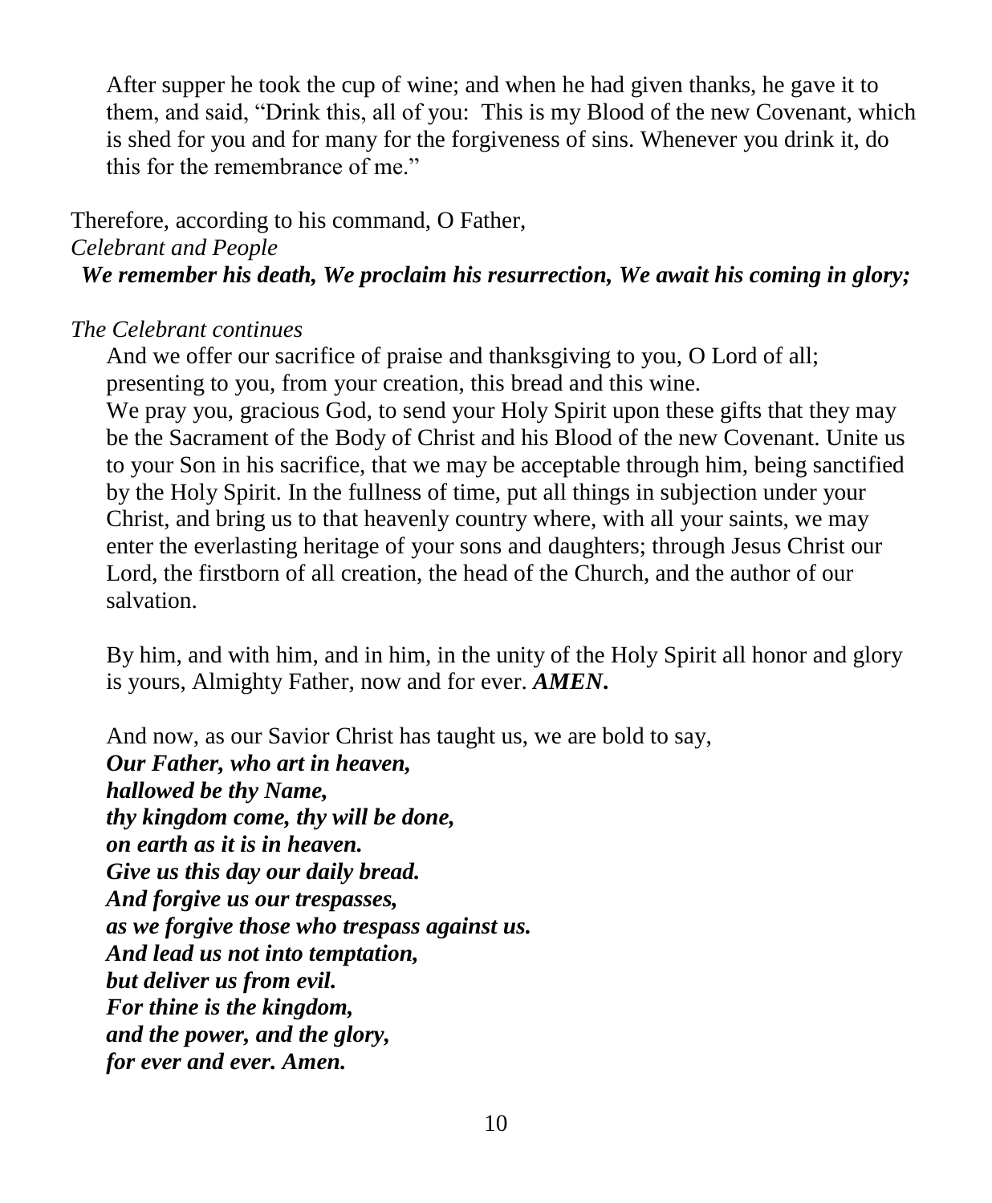After supper he took the cup of wine; and when he had given thanks, he gave it to them, and said, "Drink this, all of you: This is my Blood of the new Covenant, which is shed for you and for many for the forgiveness of sins. Whenever you drink it, do this for the remembrance of me."

Therefore, according to his command, O Father,

*Celebrant and People*

***We remember his death, We proclaim his resurrection, We await his coming in glory;***

*The Celebrant continues*

And we offer our sacrifice of praise and thanksgiving to you, O Lord of all; presenting to you, from your creation, this bread and this wine.
We pray you, gracious God, to send your Holy Spirit upon these gifts that they may be the Sacrament of the Body of Christ and his Blood of the new Covenant. Unite us to your Son in his sacrifice, that we may be acceptable through him, being sanctified by the Holy Spirit. In the fullness of time, put all things in subjection under your Christ, and bring us to that heavenly country where, with all your saints, we may enter the everlasting heritage of your sons and daughters; through Jesus Christ our Lord, the firstborn of all creation, the head of the Church, and the author of our salvation.

By him, and with him, and in him, in the unity of the Holy Spirit all honor and glory is yours, Almighty Father, now and for ever. ***AMEN.***

And now, as our Savior Christ has taught us, we are bold to say,
***Our Father, who art in heaven,***
***hallowed be thy Name,***
***thy kingdom come, thy will be done,***
***on earth as it is in heaven.***
***Give us this day our daily bread.***
***And forgive us our trespasses,***
***as we forgive those who trespass against us.***
***And lead us not into temptation,***
***but deliver us from evil.***
***For thine is the kingdom,***
***and the power, and the glory,***
***for ever and ever. Amen.***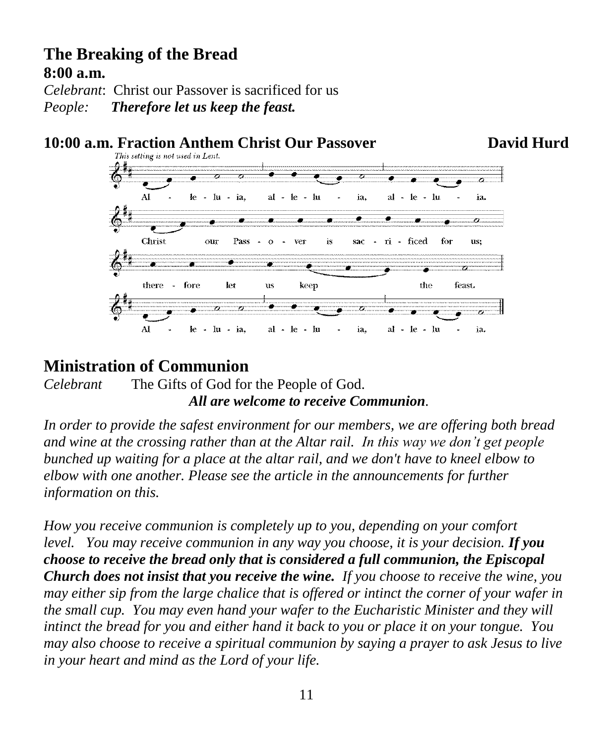## The Breaking of the Bread

**8:00 a.m.**

*Celebrant*: Christ our Passover is sacrificed for us
*People:* ***Therefore let us keep the feast.***

**10:00 a.m. Fraction Anthem Christ Our Passover** **David Hurd**

*This setting is not used in Lent.*

Al - le - lu - ia, al - le - lu - ia, al - le - lu - ia.
Christ our Pass - o - ver is sac - ri - ficed for us;
there - fore let us keep the feast.
Al - le - lu - ia, al - le - lu - ia, al - le - lu - ia.

## Ministration of Communion

*Celebrant* The Gifts of God for the People of God.
***All are welcome to receive Communion.***

*In order to provide the safest environment for our members, we are offering both bread and wine at the crossing rather than at the Altar rail. In this way we don't get people bunched up waiting for a place at the altar rail, and we don't have to kneel elbow to elbow with one another. Please see the article in the announcements for further information on this.*

*How you receive communion is completely up to you, depending on your comfort level. You may receive communion in any way you choose, it is your decision.* ***If you choose to receive the bread only that is considered a full communion, the Episcopal Church does not insist that you receive the wine.*** *If you choose to receive the wine, you may either sip from the large chalice that is offered or intinct the corner of your wafer in the small cup. You may even hand your wafer to the Eucharistic Minister and they will intinct the bread for you and either hand it back to you or place it on your tongue. You may also choose to receive a spiritual communion by saying a prayer to ask Jesus to live in your heart and mind as the Lord of your life.*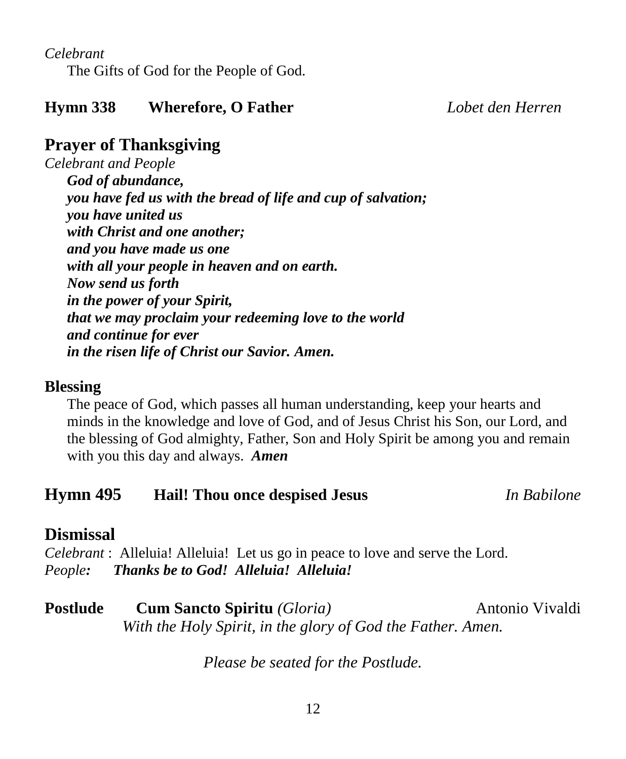*Celebrant*

The Gifts of God for the People of God.

**Hymn 338 Wherefore, O Father** *Lobet den Herren*

## Prayer of Thanksgiving

*Celebrant and People*

***God of abundance,***
***you have fed us with the bread of life and cup of salvation;***
***you have united us***
***with Christ and one another;***
***and you have made us one***
***with all your people in heaven and on earth.***
***Now send us forth***
***in the power of your Spirit,***
***that we may proclaim your redeeming love to the world***
***and continue for ever***
***in the risen life of Christ our Savior. Amen.***

**Blessing**

The peace of God, which passes all human understanding, keep your hearts and minds in the knowledge and love of God, and of Jesus Christ his Son, our Lord, and the blessing of God almighty, Father, Son and Holy Spirit be among you and remain with you this day and always. ***Amen***

## Hymn 495 Hail! Thou once despised Jesus *In Babilone*

## Dismissal

*Celebrant* : Alleluia! Alleluia! Let us go in peace to love and serve the Lord.
*People:* ***Thanks be to God! Alleluia! Alleluia!***

**Postlude Cum Sancto Spiritu** *(Gloria)* Antonio Vivaldi

*With the Holy Spirit, in the glory of God the Father. Amen.*

*Please be seated for the Postlude.*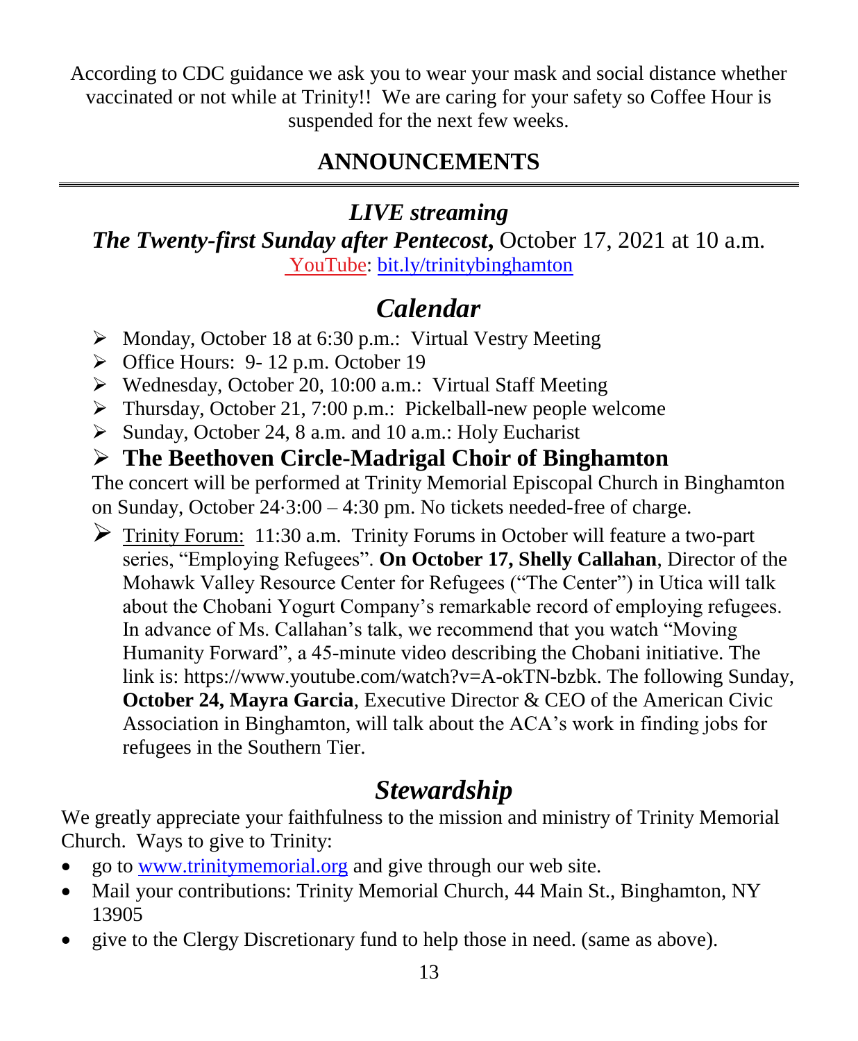According to CDC guidance we ask you to wear your mask and social distance whether vaccinated or not while at Trinity!! We are caring for your safety so Coffee Hour is suspended for the next few weeks.

## ANNOUNCEMENTS

---

### *LIVE streaming*

***The Twenty-first Sunday after Pentecost,*** October 17, 2021 at 10 a.m.

YouTube: bit.ly/trinitybinghamton

## *Calendar*

- Monday, October 18 at 6:30 p.m.: Virtual Vestry Meeting
- Office Hours: 9- 12 p.m. October 19
- Wednesday, October 20, 10:00 a.m.: Virtual Staff Meeting
- Thursday, October 21, 7:00 p.m.: Pickelball-new people welcome
- Sunday, October 24, 8 a.m. and 10 a.m.: Holy Eucharist
- **The Beethoven Circle-Madrigal Choir of Binghamton**

The concert will be performed at Trinity Memorial Episcopal Church in Binghamton on Sunday, October 24·3:00 – 4:30 pm. No tickets needed-free of charge.

- Trinity Forum: 11:30 a.m. Trinity Forums in October will feature a two-part series, "Employing Refugees". **On October 17, Shelly Callahan**, Director of the Mohawk Valley Resource Center for Refugees ("The Center") in Utica will talk about the Chobani Yogurt Company's remarkable record of employing refugees. In advance of Ms. Callahan's talk, we recommend that you watch "Moving Humanity Forward", a 45-minute video describing the Chobani initiative. The link is: https://www.youtube.com/watch?v=A-okTN-bzbk. The following Sunday, **October 24, Mayra Garcia**, Executive Director & CEO of the American Civic Association in Binghamton, will talk about the ACA's work in finding jobs for refugees in the Southern Tier.

## *Stewardship*

We greatly appreciate your faithfulness to the mission and ministry of Trinity Memorial Church. Ways to give to Trinity:

- go to www.trinitymemorial.org and give through our web site.
- Mail your contributions: Trinity Memorial Church, 44 Main St., Binghamton, NY 13905
- give to the Clergy Discretionary fund to help those in need. (same as above).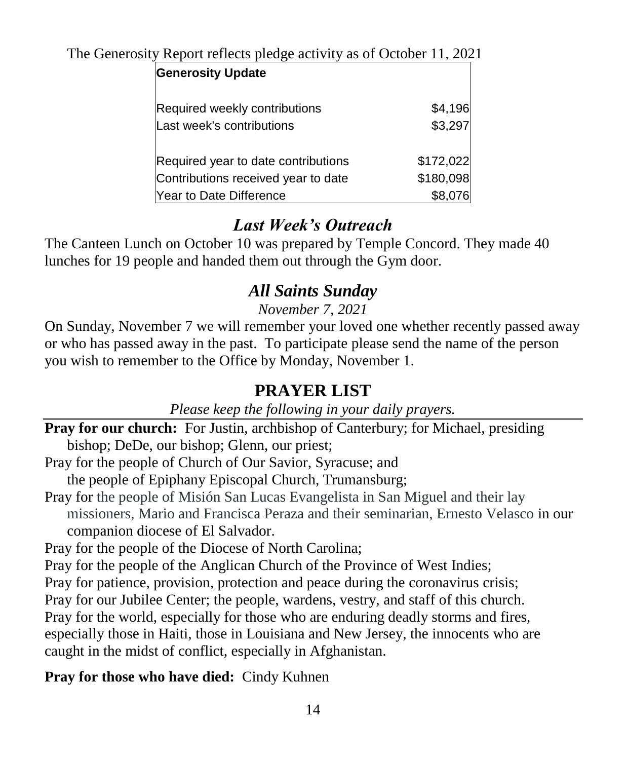The Generosity Report reflects pledge activity as of October 11, 2021

| Generosity Update | |
|---|---|
| | |
| Required weekly contributions | $4,196 |
| Last week's contributions | $3,297 |
| | |
| Required year to date contributions | $172,022 |
| Contributions received year to date | $180,098 |
| Year to Date Difference | $8,076 |

## *Last Week's Outreach*

The Canteen Lunch on October 10 was prepared by Temple Concord. They made 40 lunches for 19 people and handed them out through the Gym door.

## *All Saints Sunday*

*November 7, 2021*

On Sunday, November 7 we will remember your loved one whether recently passed away or who has passed away in the past. To participate please send the name of the person you wish to remember to the Office by Monday, November 1.

## PRAYER LIST

*Please keep the following in your daily prayers.*

**Pray for our church:** For Justin, archbishop of Canterbury; for Michael, presiding bishop; DeDe, our bishop; Glenn, our priest;

Pray for the people of Church of Our Savior, Syracuse; and the people of Epiphany Episcopal Church, Trumansburg;

Pray for the people of Misión San Lucas Evangelista in San Miguel and their lay missioners, Mario and Francisca Peraza and their seminarian, Ernesto Velasco in our companion diocese of El Salvador.

Pray for the people of the Diocese of North Carolina;

Pray for the people of the Anglican Church of the Province of West Indies;

Pray for patience, provision, protection and peace during the coronavirus crisis;

Pray for our Jubilee Center; the people, wardens, vestry, and staff of this church.

Pray for the world, especially for those who are enduring deadly storms and fires, especially those in Haiti, those in Louisiana and New Jersey, the innocents who are caught in the midst of conflict, especially in Afghanistan.

**Pray for those who have died:** Cindy Kuhnen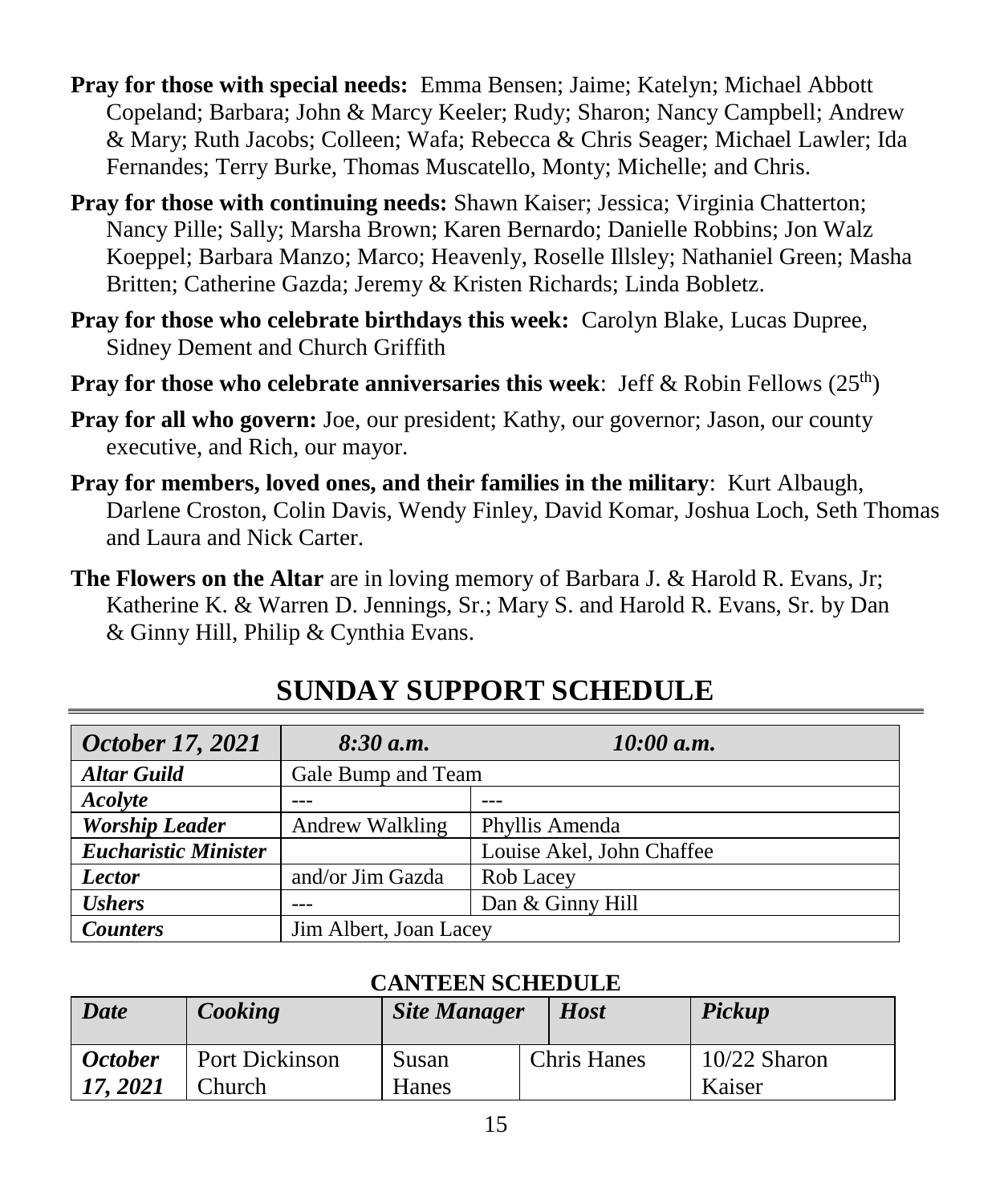**Pray for those with special needs:** Emma Bensen; Jaime; Katelyn; Michael Abbott Copeland; Barbara; John & Marcy Keeler; Rudy; Sharon; Nancy Campbell; Andrew & Mary; Ruth Jacobs; Colleen; Wafa; Rebecca & Chris Seager; Michael Lawler; Ida Fernandes; Terry Burke, Thomas Muscatello, Monty; Michelle; and Chris.

**Pray for those with continuing needs:** Shawn Kaiser; Jessica; Virginia Chatterton; Nancy Pille; Sally; Marsha Brown; Karen Bernardo; Danielle Robbins; Jon Walz Koeppel; Barbara Manzo; Marco; Heavenly, Roselle Illsley; Nathaniel Green; Masha Britten; Catherine Gazda; Jeremy & Kristen Richards; Linda Bobletz.

**Pray for those who celebrate birthdays this week:** Carolyn Blake, Lucas Dupree, Sidney Dement and Church Griffith

**Pray for those who celebrate anniversaries this week**: Jeff & Robin Fellows (25th)

**Pray for all who govern:** Joe, our president; Kathy, our governor; Jason, our county executive, and Rich, our mayor.

**Pray for members, loved ones, and their families in the military**: Kurt Albaugh, Darlene Croston, Colin Davis, Wendy Finley, David Komar, Joshua Loch, Seth Thomas and Laura and Nick Carter.

**The Flowers on the Altar** are in loving memory of Barbara J. & Harold R. Evans, Jr; Katherine K. & Warren D. Jennings, Sr.; Mary S. and Harold R. Evans, Sr. by Dan & Ginny Hill, Philip & Cynthia Evans.

# SUNDAY SUPPORT SCHEDULE

| ***October 17, 2021*** | ***8:30 a.m.*** | ***10:00 a.m.*** |
|---|---|---|
| ***Altar Guild*** | Gale Bump and Team | |
| ***Acolyte*** | --- | --- |
| ***Worship Leader*** | Andrew Walkling | Phyllis Amenda |
| ***Eucharistic Minister*** | | Louise Akel, John Chaffee |
| ***Lector*** | and/or Jim Gazda | Rob Lacey |
| ***Ushers*** | --- | Dan & Ginny Hill |
| ***Counters*** | Jim Albert, Joan Lacey | |

**CANTEEN SCHEDULE**

| ***Date*** | ***Cooking*** | ***Site Manager*** | ***Host*** | ***Pickup*** |
|---|---|---|---|---|
| ***October 17, 2021*** | Port Dickinson Church | Susan Hanes | Chris Hanes | 10/22 Sharon Kaiser |